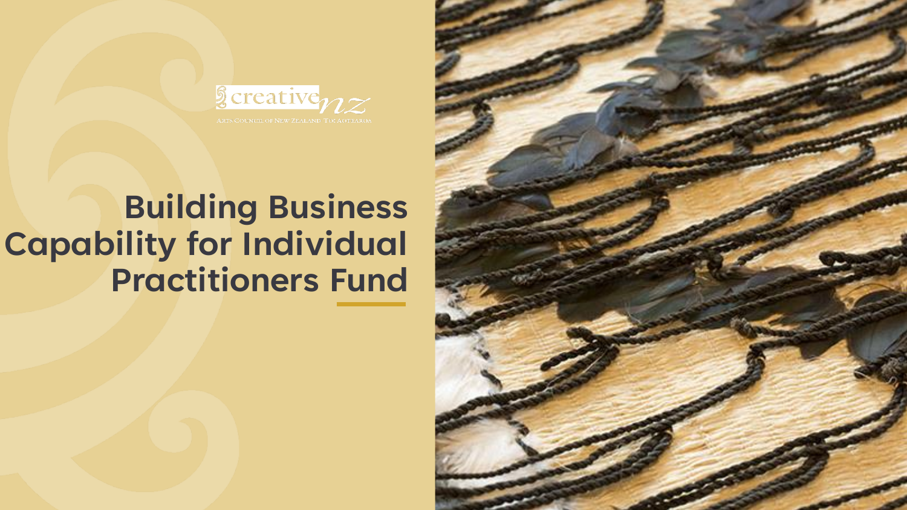creative nz

Arts Council of New Zealand Toi Aotearoa

# Building Business Capability for Individual Practitioners Fund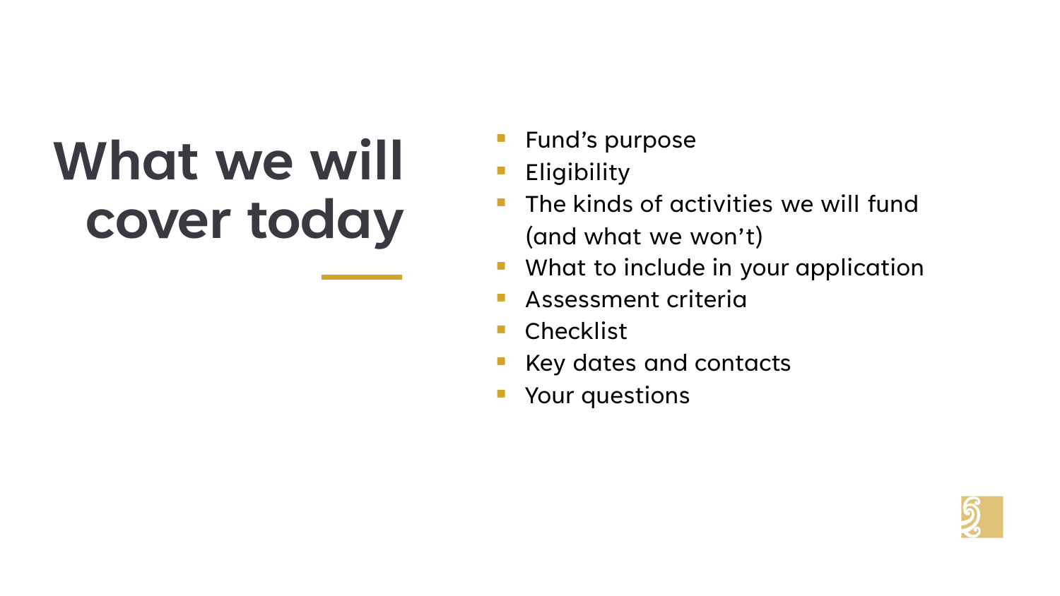# What we will cover today

- Fund's purpose
- Eligibility
- The kinds of activities we will fund (and what we won't)
- What to include in your application
- Assessment criteria
- Checklist
- Key dates and contacts
- Your questions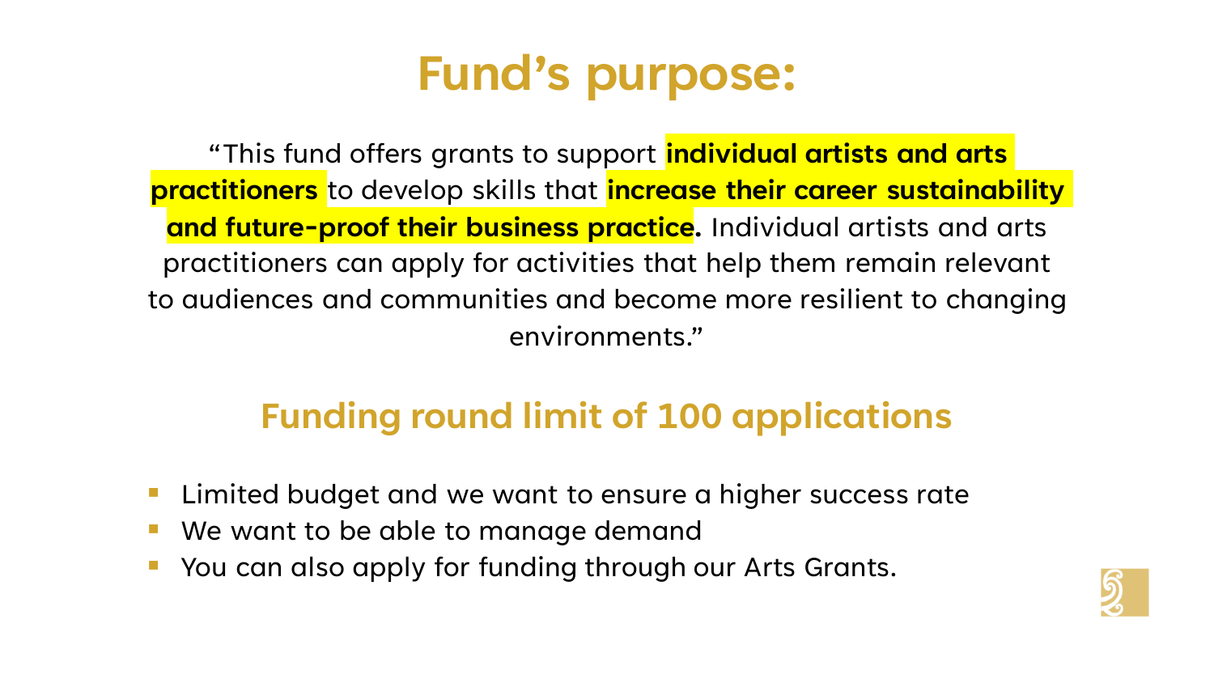# Fund's purpose:

"This fund offers grants to support **individual artists and arts practitioners** to develop skills that **increase their career sustainability and future-proof their business practice.** Individual artists and arts practitioners can apply for activities that help them remain relevant to audiences and communities and become more resilient to changing environments."

## Funding round limit of 100 applications

- Limited budget and we want to ensure a higher success rate
- We want to be able to manage demand
- You can also apply for funding through our Arts Grants.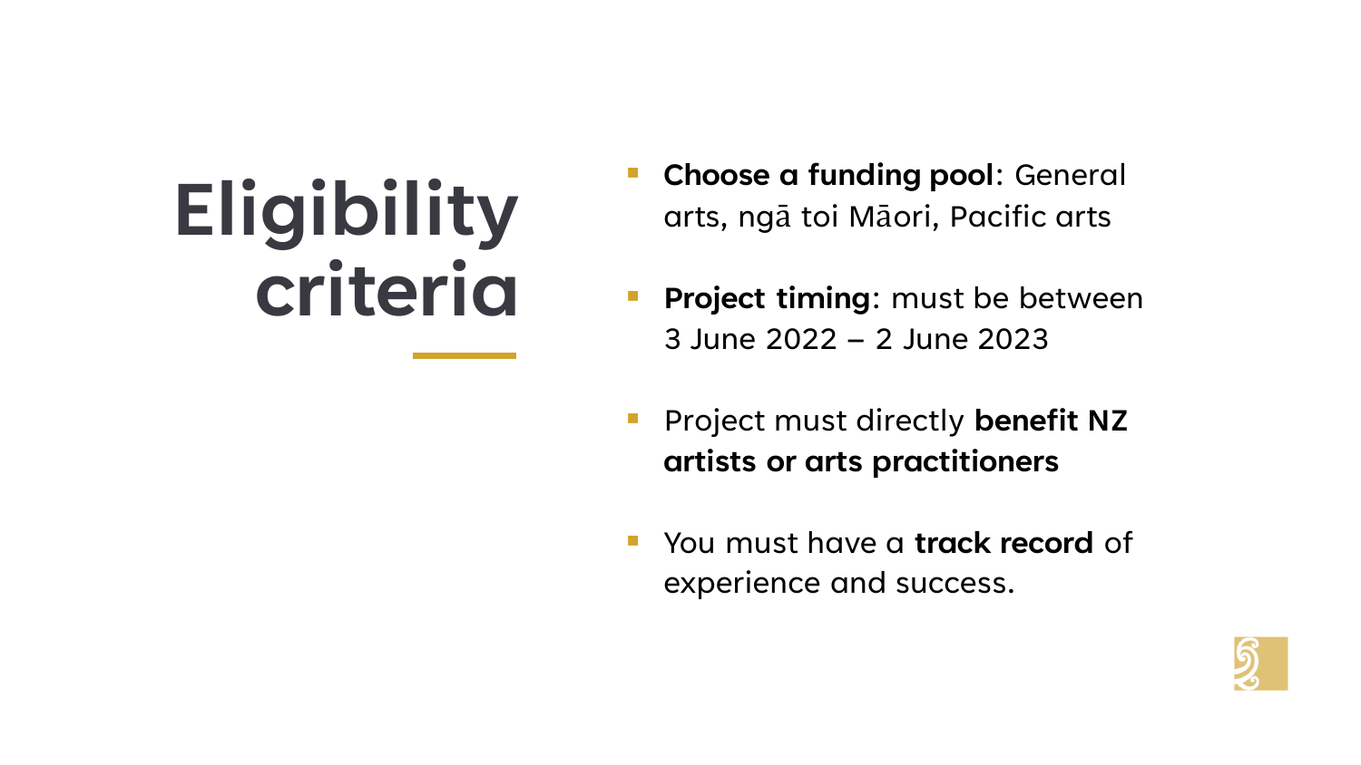# Eligibility criteria

- **Choose a funding pool**: General arts, ngā toi Māori, Pacific arts
- **Project timing**: must be between 3 June 2022 – 2 June 2023
- Project must directly **benefit NZ artists or arts practitioners**
- You must have a **track record** of experience and success.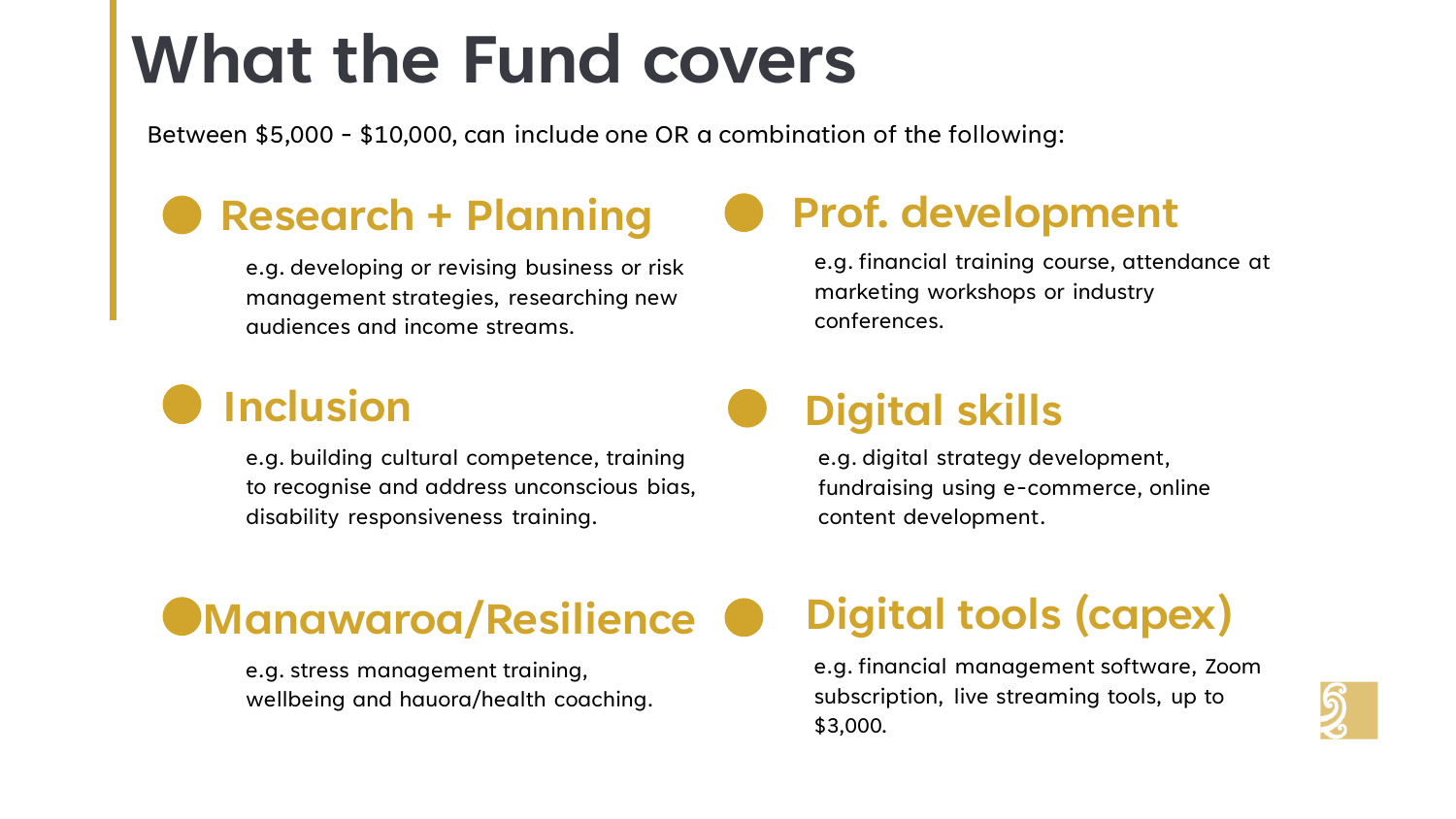# What the Fund covers

Between $5,000 - $10,000, can include one OR a combination of the following:

## Research + Planning

e.g. developing or revising business or risk management strategies, researching new audiences and income streams.

## Prof. development

e.g. financial training course, attendance at marketing workshops or industry conferences.

## Inclusion

e.g. building cultural competence, training to recognise and address unconscious bias, disability responsiveness training.

## Digital skills

e.g. digital strategy development, fundraising using e-commerce, online content development.

## Manawaroa/Resilience

e.g. stress management training, wellbeing and hauora/health coaching.

## Digital tools (capex)

e.g. financial management software, Zoom subscription, live streaming tools, up to $3,000.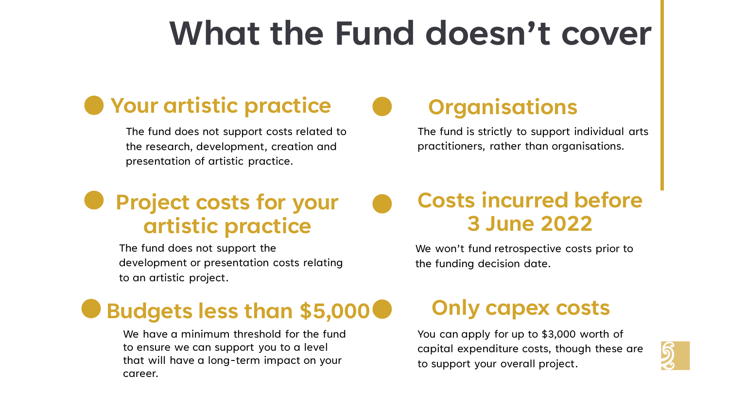# What the Fund doesn't cover

## Your artistic practice

The fund does not support costs related to the research, development, creation and presentation of artistic practice.

## Organisations

The fund is strictly to support individual arts practitioners, rather than organisations.

## Project costs for your artistic practice

The fund does not support the development or presentation costs relating to an artistic project.

## Costs incurred before 3 June 2022

We won't fund retrospective costs prior to the funding decision date.

## Budgets less than $5,000

We have a minimum threshold for the fund to ensure we can support you to a level that will have a long-term impact on your career.

## Only capex costs

You can apply for up to $3,000 worth of capital expenditure costs, though these are to support your overall project.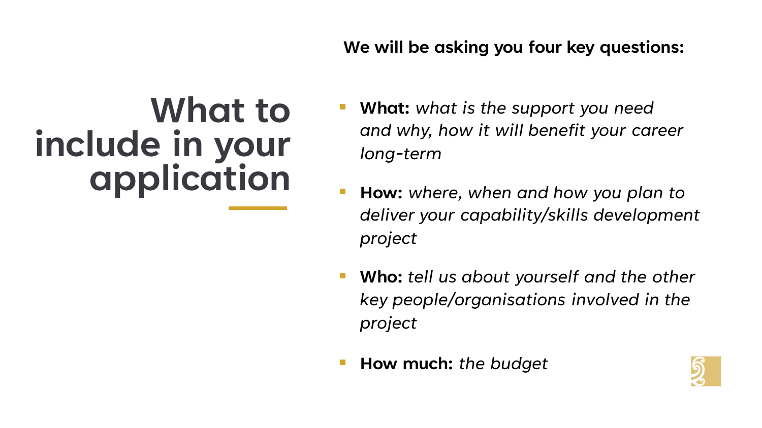# What to include in your application

**We will be asking you four key questions:**

- **What:** *what is the support you need and why, how it will benefit your career long-term*
- **How:** *where, when and how you plan to deliver your capability/skills development project*
- **Who:** *tell us about yourself and the other key people/organisations involved in the project*
- **How much:** *the budget*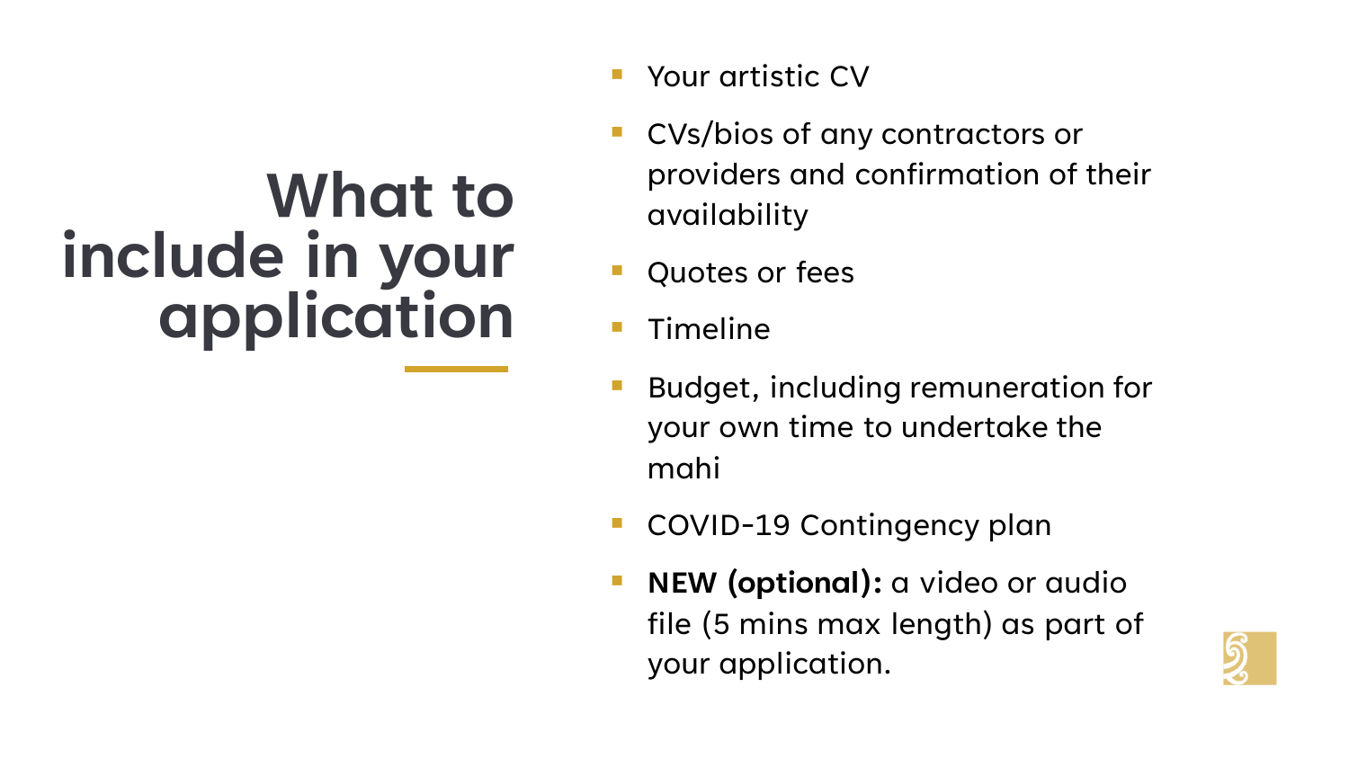# What to include in your application

- Your artistic CV
- CVs/bios of any contractors or providers and confirmation of their availability
- Quotes or fees
- Timeline
- Budget, including remuneration for your own time to undertake the mahi
- COVID-19 Contingency plan
- **NEW (optional):** a video or audio file (5 mins max length) as part of your application.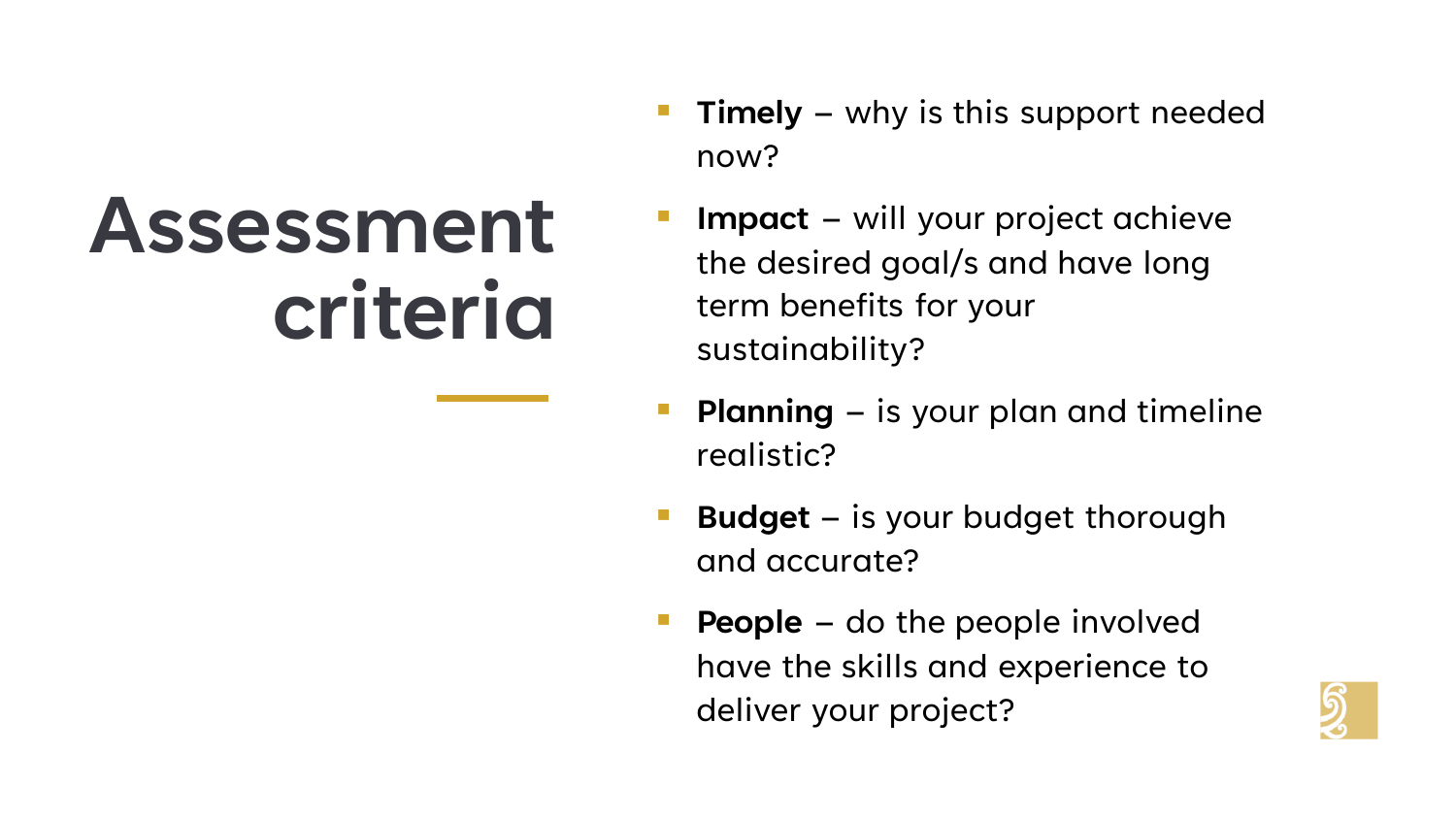# Assessment criteria

- **Timely** – why is this support needed now?
- **Impact** – will your project achieve the desired goal/s and have long term benefits for your sustainability?
- **Planning** – is your plan and timeline realistic?
- **Budget** – is your budget thorough and accurate?
- **People** – do the people involved have the skills and experience to deliver your project?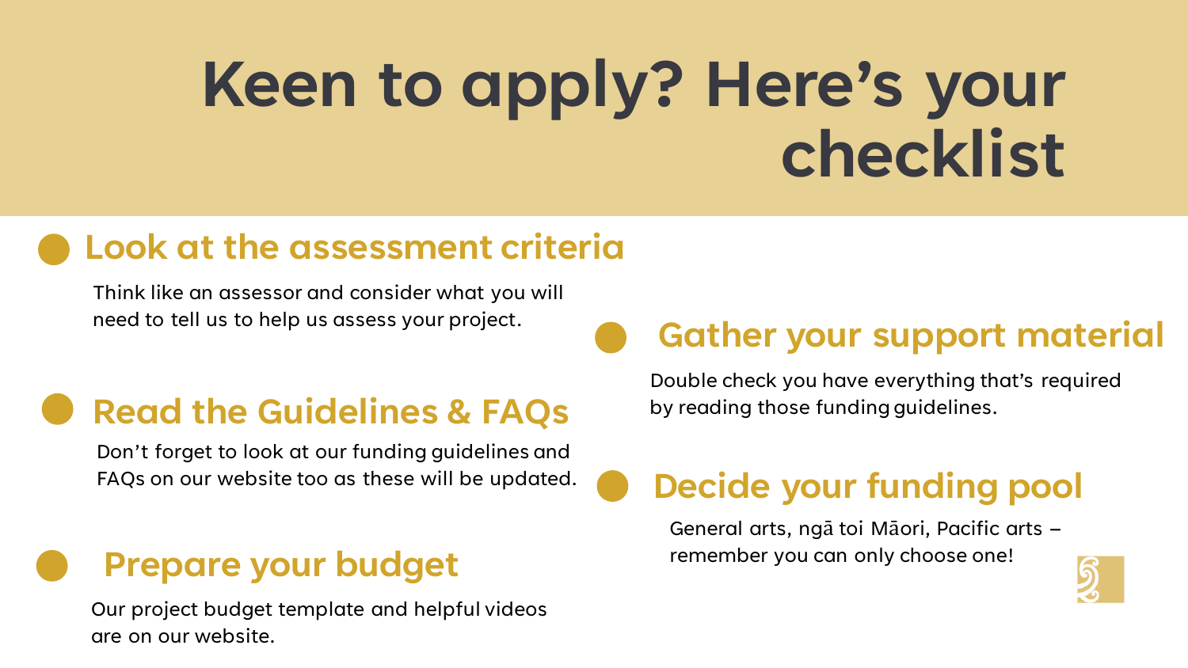# Keen to apply? Here's your checklist

## Look at the assessment criteria

Think like an assessor and consider what you will need to tell us to help us assess your project.

## Read the Guidelines & FAQs

Don't forget to look at our funding guidelines and FAQs on our website too as these will be updated.

## Prepare your budget

Our project budget template and helpful videos are on our website.

## Gather your support material

Double check you have everything that's required by reading those funding guidelines.

## Decide your funding pool

General arts, ngā toi Māori, Pacific arts – remember you can only choose one!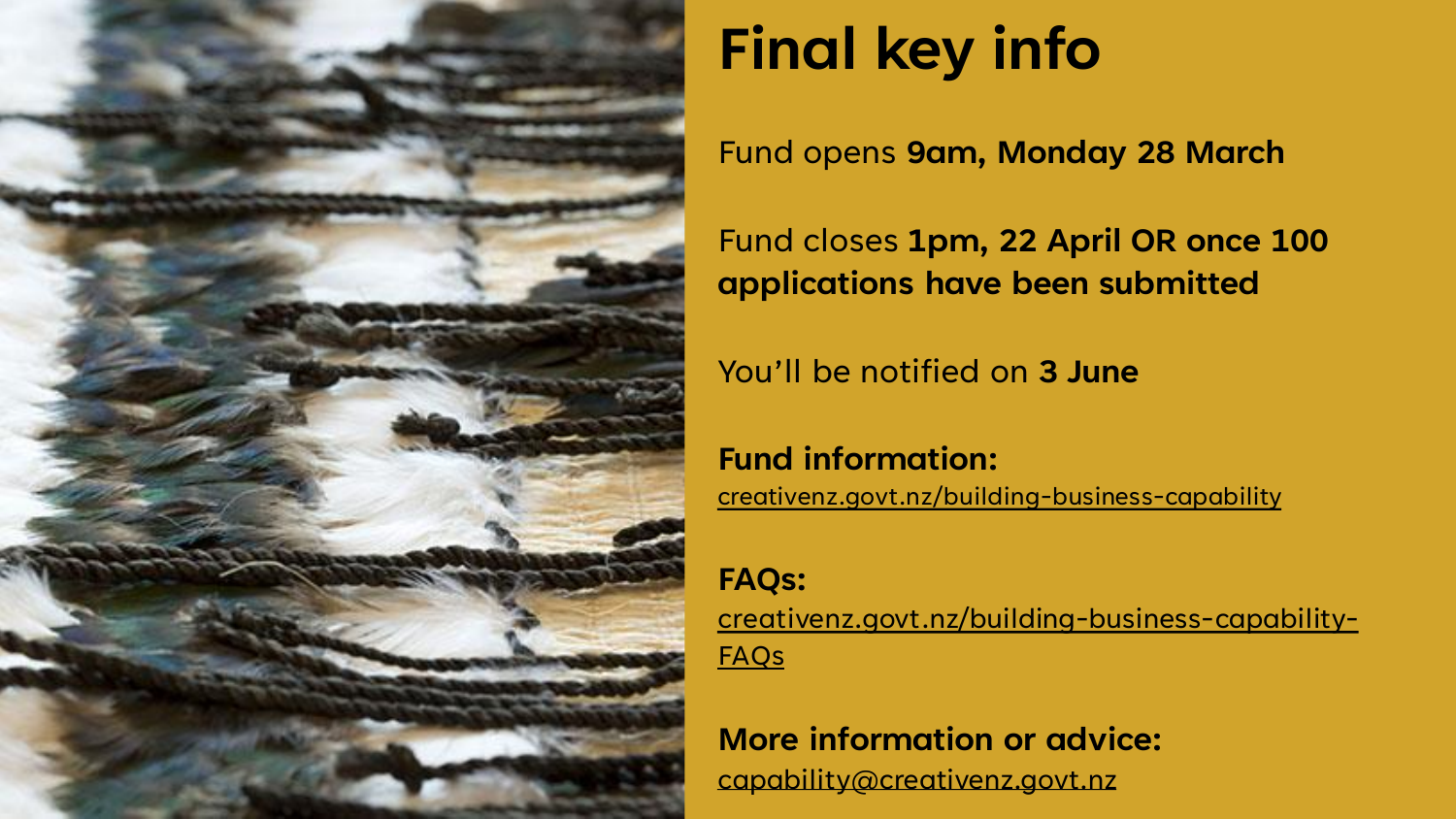# Final key info

Fund opens **9am, Monday 28 March**

Fund closes **1pm, 22 April OR once 100 applications have been submitted**

You'll be notified on **3 June**

**Fund information:**
creativenz.govt.nz/building-business-capability

**FAQs:**
creativenz.govt.nz/building-business-capability-FAQs

**More information or advice:**
capability@creativenz.govt.nz